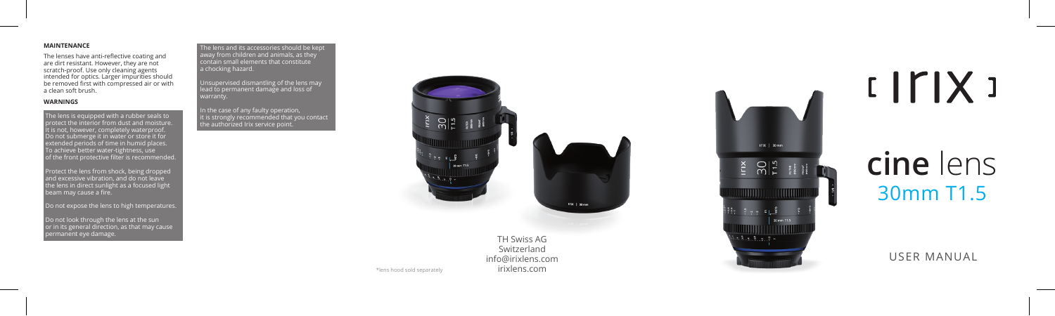### MAINTENANCE

The lenses have anti-reflective coating and are dirt resistant. However, they are not scratch-proof. Use only cleaning agents intended for optics. Larger impurities should be removed first with compressed air or with a clean soft brush.

### WARNINGS

The lens is equipped with a rubber seals to protect the interior from dust and moisture. It is not, however, completely waterproof. Do not submerge it in water or store it for extended periods of time in humid places. To achieve better water-tightness, use of the front protective filter is recommended.

Protect the lens from shock, being dropped and excessive vibration, and do not leave the lens in direct sunlight as a focused light beam may cause a fire.

Do not expose the lens to high temperatures.

Do not look through the lens at the sun or in its general direction, as that may cause permanent eye damage.

The lens and its accessories should be kept away from children and animals, as they contain small elements that constitute a chocking hazard.

Unsupervised dismantling of the lens may lead to permanent damage and loss of warranty.

In the case of any faulty operation, it is strongly recommended that you contact the authorized Irix service point.

*lens hood sold separately

TH Swiss AG
Switzerland
info@irixlens.com
irixlens.com

# [ IRIX ]

# cine lens
## 30mm T1.5

USER MANUAL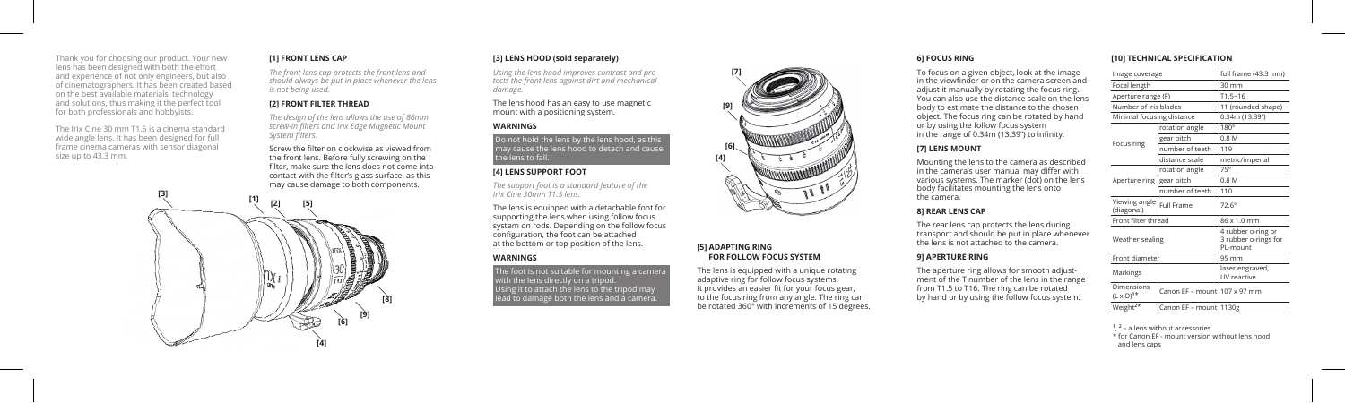Thank you for choosing our product. Your new lens has been designed with both the effort and experience of not only engineers, but also of cinematographers. It has been created based on the best available materials, technology and solutions, thus making it the perfect tool for both professionals and hobbyists.

The Irix Cine 30 mm T1.5 is a cinema standard wide angle lens. It has been designed for full frame cinema cameras with sensor diagonal size up to 43.3 mm.

[3] [1] [2] [5] [8] [9] [6] [4]

### [1] FRONT LENS CAP

*The front lens cap protects the front lens and should always be put in place whenever the lens is not being used.*

### [2] FRONT FILTER THREAD

*The design of the lens allows the use of 86mm screw-in filters and Irix Edge Magnetic Mount System filters.*

Screw the filter on clockwise as viewed from the front lens. Before fully screwing on the filter, make sure the lens does not come into contact with the filter's glass surface, as this may cause damage to both components.

### [3] LENS HOOD (sold separately)

*Using the lens hood improves contrast and protects the front lens against dirt and mechanical damage.*

The lens hood has an easy to use magnetic mount with a positioning system.

#### WARNINGS

Do not hold the lens by the lens hood, as this may cause the lens hood to detach and cause the lens to fall.

### [4] LENS SUPPORT FOOT

*The support foot is a standard feature of the Irix Cine 30mm T1.5 lens.*

The lens is equipped with a detachable foot for supporting the lens when using follow focus system on rods. Depending on the follow focus configuration, the foot can be attached at the bottom or top position of the lens.

#### WARNINGS

The foot is not suitable for mounting a camera with the lens directly on a tripod.
Using it to attach the lens to the tripod may lead to damage both the lens and a camera.

[7] [9] [6] [4]

### [5] ADAPTING RING FOR FOLLOW FOCUS SYSTEM

The lens is equipped with a unique rotating adaptive ring for follow focus systems. It provides an easier fit for your focus gear, to the focus ring from any angle. The ring can be rotated 360° with increments of 15 degrees.

### 6] FOCUS RING

To focus on a given object, look at the image in the viewfinder or on the camera screen and adjust it manually by rotating the focus ring. You can also use the distance scale on the lens body to estimate the distance to the chosen object. The focus ring can be rotated by hand or by using the follow focus system in the range of 0.34m (13.39") to infinity.

### [7] LENS MOUNT

Mounting the lens to the camera as described in the camera's user manual may differ with various systems. The marker (dot) on the lens body facilitates mounting the lens onto the camera.

### 8] REAR LENS CAP

The rear lens cap protects the lens during transport and should be put in place whenever the lens is not attached to the camera.

### 9] APERTURE RING

The aperture ring allows for smooth adjustment of the T number of the lens in the range from T1.5 to T16. The ring can be rotated by hand or by using the follow focus system.

### [10] TECHNICAL SPECIFICATION

| | | |
|---|---|---|
| Image coverage | | full frame (43.3 mm) |
| Focal length | | 30 mm |
| Aperture range (F) | | T1.5–16 |
| Number of iris blades | | 11 (rounded shape) |
| Minimal focusing distance | | 0.34m (13.39") |
| Focus ring | rotation angle | 180° |
| | gear pitch | 0.8 M |
| | number of teeth | 119 |
| | distance scale | metric/imperial |
| Aperture ring | rotation angle | 75° |
| | gear pitch | 0.8 M |
| | number of teeth | 110 |
| Viewing angle (diagonal) | Full Frame | 72.6° |
| Front filter thread | | 86 x 1.0 mm |
| Weather sealing | | 4 rubber o-ring or 3 rubber o-rings for PL-mount |
| Front diameter | | 95 mm |
| Markings | | laser engraved, UV reactive |
| Dimensions (L x D)[1]* | Canon EF – mount | 107 x 97 mm |
| Weight[2]* | Canon EF – mount | 1130g |

[1], [2] – a lens without accessories
\* for Canon EF - mount version without lens hood and lens caps